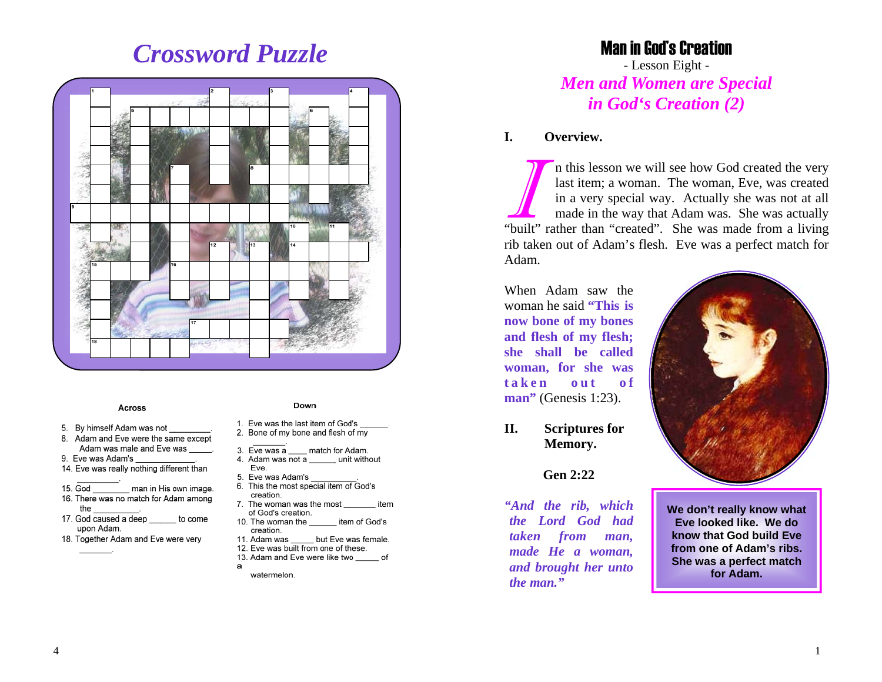# Crossword Puzzle

**Across**

5. By himself Adam was not _________.
8. Adam and Eve were the same except Adam was male and Eve was _____.
9. Eve was Adam's _____________.
14. Eve was really nothing different than _________.
15. God ________ man in His own image.
16. There was no match for Adam among the __________.
17. God caused a deep ______ to come upon Adam.
18. Together Adam and Eve were very _______.

**Down**

1. Eve was the last item of God's ______.
2. Bone of my bone and flesh of my _______.
3. Eve was a ____ match for Adam.
4. Adam was not a ______ unit without Eve.
5. Eve was Adam's __________.
6. This the most special item of God's creation.
7. The woman was the most _______ item of God's creation.
10. The woman the ______ item of God's creation.
11. Adam was _____ but Eve was female.
12. Eve was built from one of these.
13. Adam and Eve were like two _____ of a watermelon.

# Man in God's Creation

- Lesson Eight -

## *Men and Women are Special in God's Creation (2)*

### I. Overview.

In this lesson we will see how God created the very last item; a woman. The woman, Eve, was created in a very special way. Actually she was not at all made in the way that Adam was. She was actually "built" rather than "created". She was made from a living rib taken out of Adam's flesh. Eve was a perfect match for Adam.

When Adam saw the woman he said **"This is now bone of my bones and flesh of my flesh; she shall be called woman, for she was taken out of man"** (Genesis 1:23).

### II. Scriptures for Memory.

**Gen 2:22**

***"And the rib, which the Lord God had taken from man, made He a woman, and brought her unto the man."***

**We don't really know what Eve looked like. We do know that God build Eve from one of Adam's ribs. She was a perfect match for Adam.**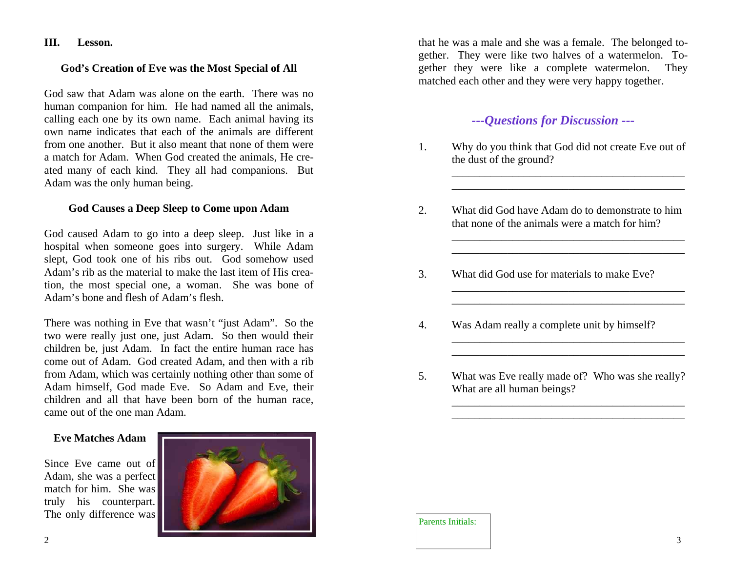## III. Lesson.

### God's Creation of Eve was the Most Special of All

God saw that Adam was alone on the earth. There was no human companion for him. He had named all the animals, calling each one by its own name. Each animal having its own name indicates that each of the animals are different from one another. But it also meant that none of them were a match for Adam. When God created the animals, He created many of each kind. They all had companions. But Adam was the only human being.

### God Causes a Deep Sleep to Come upon Adam

God caused Adam to go into a deep sleep. Just like in a hospital when someone goes into surgery. While Adam slept, God took one of his ribs out. God somehow used Adam's rib as the material to make the last item of His creation, the most special one, a woman. She was bone of Adam's bone and flesh of Adam's flesh.

There was nothing in Eve that wasn't "just Adam". So the two were really just one, just Adam. So then would their children be, just Adam. In fact the entire human race has come out of Adam. God created Adam, and then with a rib from Adam, which was certainly nothing other than some of Adam himself, God made Eve. So Adam and Eve, their children and all that have been born of the human race, came out of the one man Adam.

### Eve Matches Adam

Since Eve came out of Adam, she was a perfect match for him. She was truly his counterpart. The only difference was that he was a male and she was a female. The belonged together. They were like two halves of a watermelon. Together they were like a complete watermelon. They matched each other and they were very happy together.

## *---Questions for Discussion ---*

1. Why do you think that God did not create Eve out of the dust of the ground?

   ____________________________________________
   ____________________________________________

2. What did God have Adam do to demonstrate to him that none of the animals were a match for him?

   ____________________________________________
   ____________________________________________

3. What did God use for materials to make Eve?

   ____________________________________________
   ____________________________________________

4. Was Adam really a complete unit by himself?

   ____________________________________________
   ____________________________________________

5. What was Eve really made of? Who was she really? What are all human beings?

   ____________________________________________
   ____________________________________________

Parents Initials: